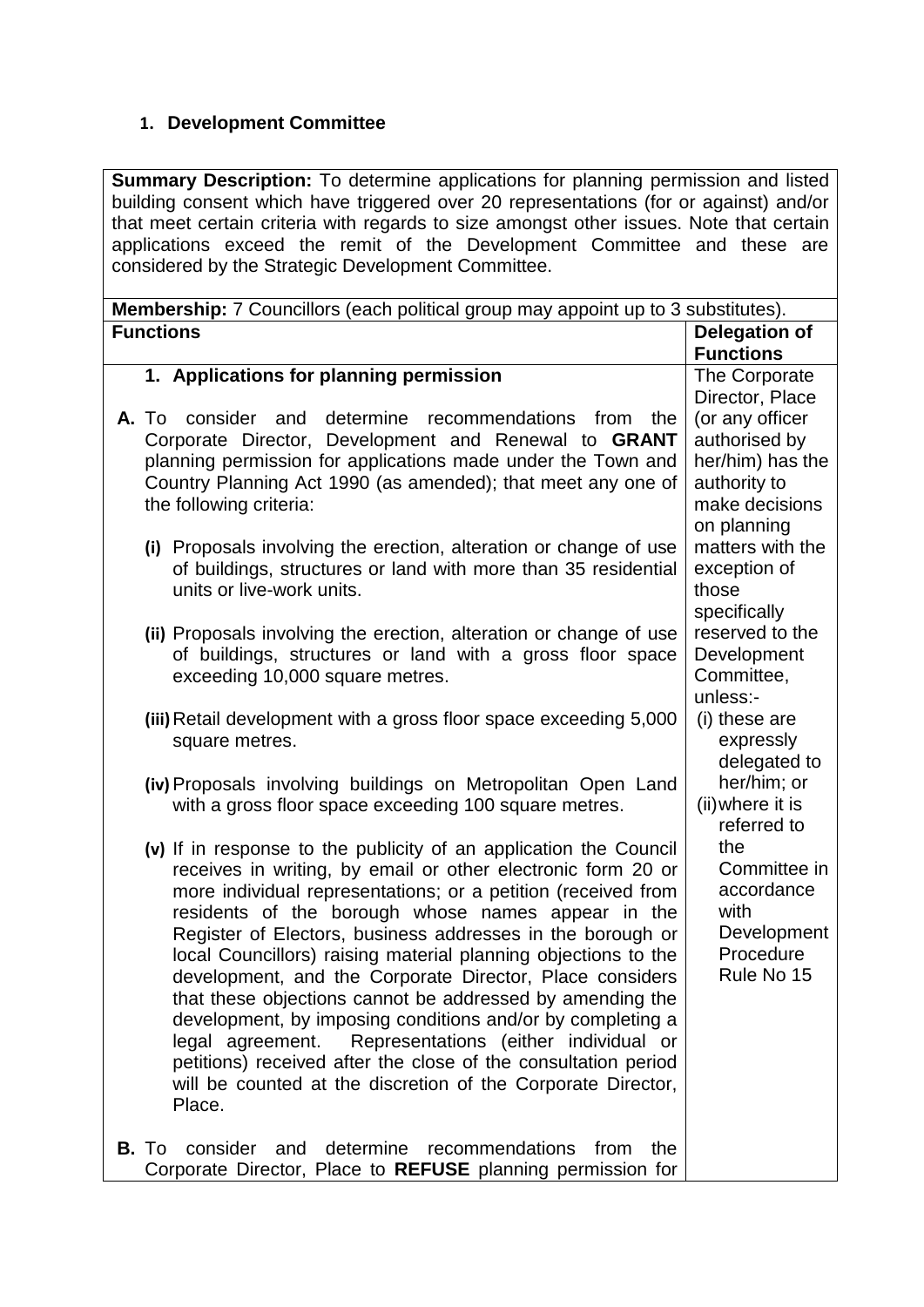## 1. Development Committee

| **Summary Description:** To determine applications for planning permission and listed building consent which have triggered over 20 representations (for or against) and/or that meet certain criteria with regards to size amongst other issues. Note that certain applications exceed the remit of the Development Committee and these are considered by the Strategic Development Committee. | |
|---|---|
| **Membership:** 7 Councillors (each political group may appoint up to 3 substitutes). | |
| **Functions** | **Delegation of Functions** |
| **1. Applications for planning permission**<br><br>**A.** To consider and determine recommendations from the Corporate Director, Development and Renewal to **GRANT** planning permission for applications made under the Town and Country Planning Act 1990 (as amended); that meet any one of the following criteria:<br><br>**(i)** Proposals involving the erection, alteration or change of use of buildings, structures or land with more than 35 residential units or live-work units.<br><br>**(ii)** Proposals involving the erection, alteration or change of use of buildings, structures or land with a gross floor space exceeding 10,000 square metres.<br><br>**(iii)** Retail development with a gross floor space exceeding 5,000 square metres.<br><br>**(iv)** Proposals involving buildings on Metropolitan Open Land with a gross floor space exceeding 100 square metres.<br><br>**(v)** If in response to the publicity of an application the Council receives in writing, by email or other electronic form 20 or more individual representations; or a petition (received from residents of the borough whose names appear in the Register of Electors, business addresses in the borough or local Councillors) raising material planning objections to the development, and the Corporate Director, Place considers that these objections cannot be addressed by amending the development, by imposing conditions and/or by completing a legal agreement. Representations (either individual or petitions) received after the close of the consultation period will be counted at the discretion of the Corporate Director, Place.<br><br>**B.** To consider and determine recommendations from the Corporate Director, Place to **REFUSE** planning permission for | The Corporate Director, Place (or any officer authorised by her/him) has the authority to make decisions on planning matters with the exception of those specifically reserved to the Development Committee, unless:-<br>(i) these are expressly delegated to her/him; or<br>(ii) where it is referred to the Committee in accordance with Development Procedure Rule No 15 |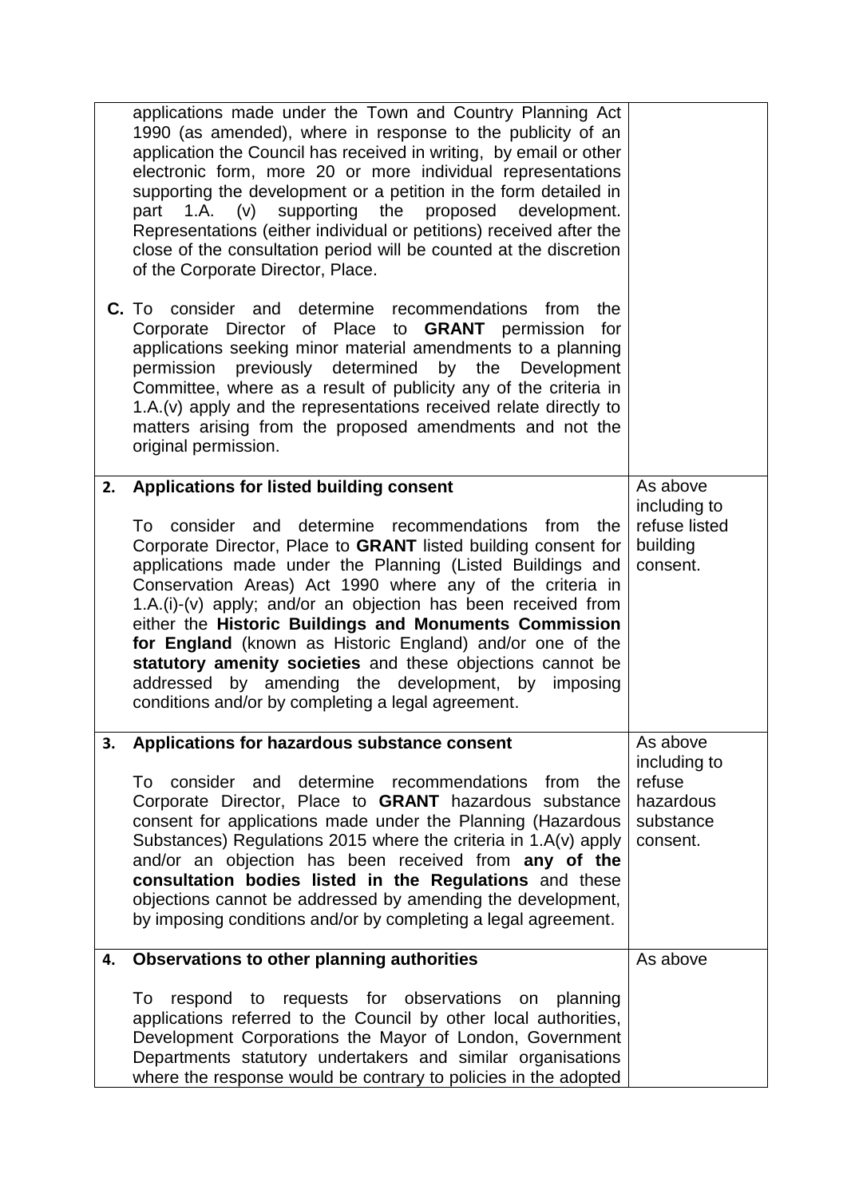| | | |
|---|---|---|
| | applications made under the Town and Country Planning Act 1990 (as amended), where in response to the publicity of an application the Council has received in writing, by email or other electronic form, more 20 or more individual representations supporting the development or a petition in the form detailed in part 1.A. (v) supporting the proposed development. Representations (either individual or petitions) received after the close of the consultation period will be counted at the discretion of the Corporate Director, Place.<br><br>**C.** To consider and determine recommendations from the Corporate Director of Place to **GRANT** permission for applications seeking minor material amendments to a planning permission previously determined by the Development Committee, where as a result of publicity any of the criteria in 1.A.(v) apply and the representations received relate directly to matters arising from the proposed amendments and not the original permission. | |
| **2.** | **Applications for listed building consent**<br><br>To consider and determine recommendations from the Corporate Director, Place to **GRANT** listed building consent for applications made under the Planning (Listed Buildings and Conservation Areas) Act 1990 where any of the criteria in 1.A.(i)-(v) apply; and/or an objection has been received from either the **Historic Buildings and Monuments Commission for England** (known as Historic England) and/or one of the **statutory amenity societies** and these objections cannot be addressed by amending the development, by imposing conditions and/or by completing a legal agreement. | As above including to refuse listed building consent. |
| **3.** | **Applications for hazardous substance consent**<br><br>To consider and determine recommendations from the Corporate Director, Place to **GRANT** hazardous substance consent for applications made under the Planning (Hazardous Substances) Regulations 2015 where the criteria in 1.A(v) apply and/or an objection has been received from **any of the consultation bodies listed in the Regulations** and these objections cannot be addressed by amending the development, by imposing conditions and/or by completing a legal agreement. | As above including to refuse hazardous substance consent. |
| **4.** | **Observations to other planning authorities**<br><br>To respond to requests for observations on planning applications referred to the Council by other local authorities, Development Corporations the Mayor of London, Government Departments statutory undertakers and similar organisations where the response would be contrary to policies in the adopted | As above |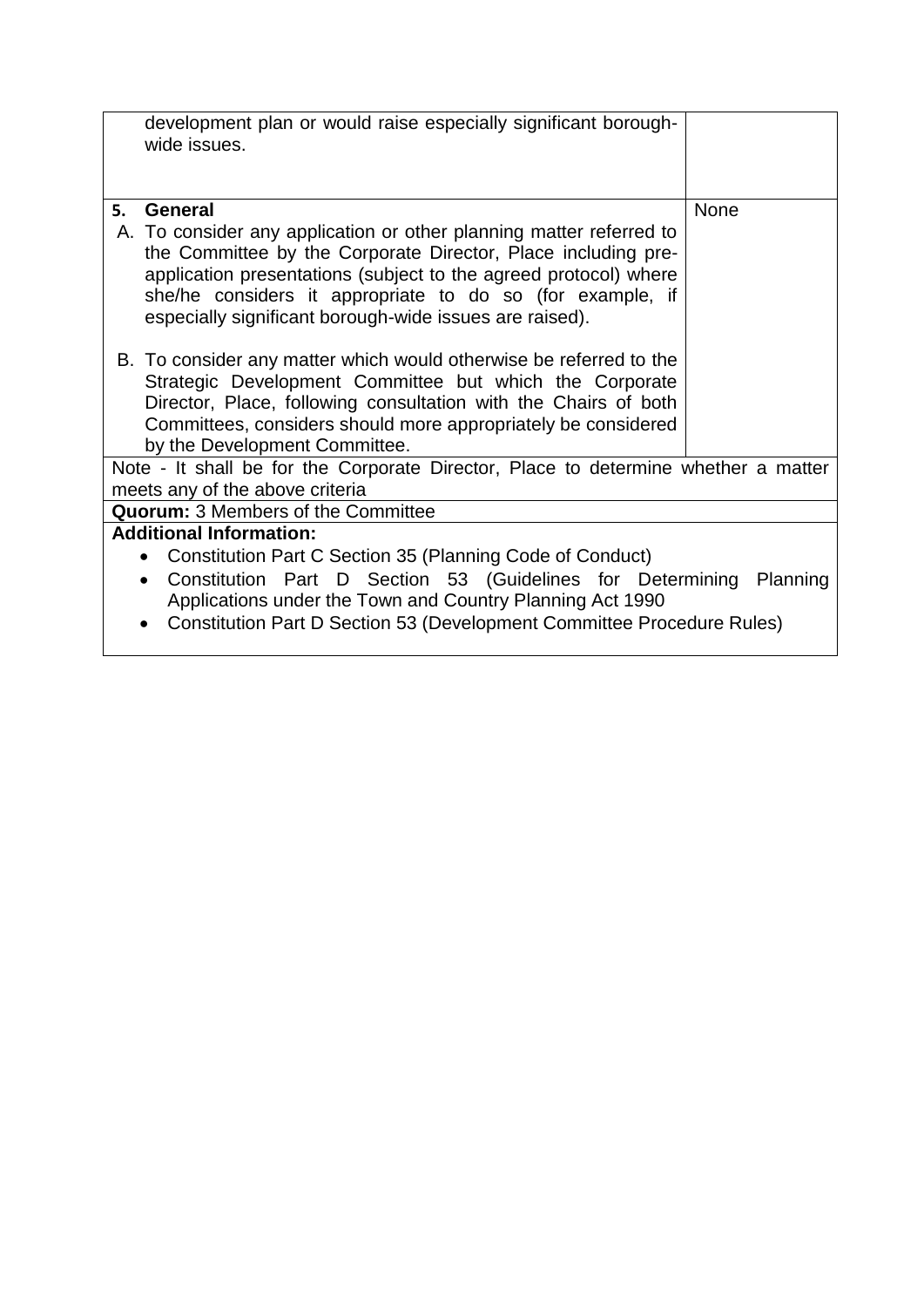| | |
|---|---|
| development plan or would raise especially significant borough-wide issues. | |
| **5. General**<br>A. To consider any application or other planning matter referred to the Committee by the Corporate Director, Place including pre-application presentations (subject to the agreed protocol) where she/he considers it appropriate to do so (for example, if especially significant borough-wide issues are raised).<br><br>B. To consider any matter which would otherwise be referred to the Strategic Development Committee but which the Corporate Director, Place, following consultation with the Chairs of both Committees, considers should more appropriately be considered by the Development Committee. | None |
| Note - It shall be for the Corporate Director, Place to determine whether a matter meets any of the above criteria | |
| **Quorum:** 3 Members of the Committee | |
| **Additional Information:**<br>• Constitution Part C Section 35 (Planning Code of Conduct)<br>• Constitution Part D Section 53 (Guidelines for Determining Planning Applications under the Town and Country Planning Act 1990<br>• Constitution Part D Section 53 (Development Committee Procedure Rules) | |